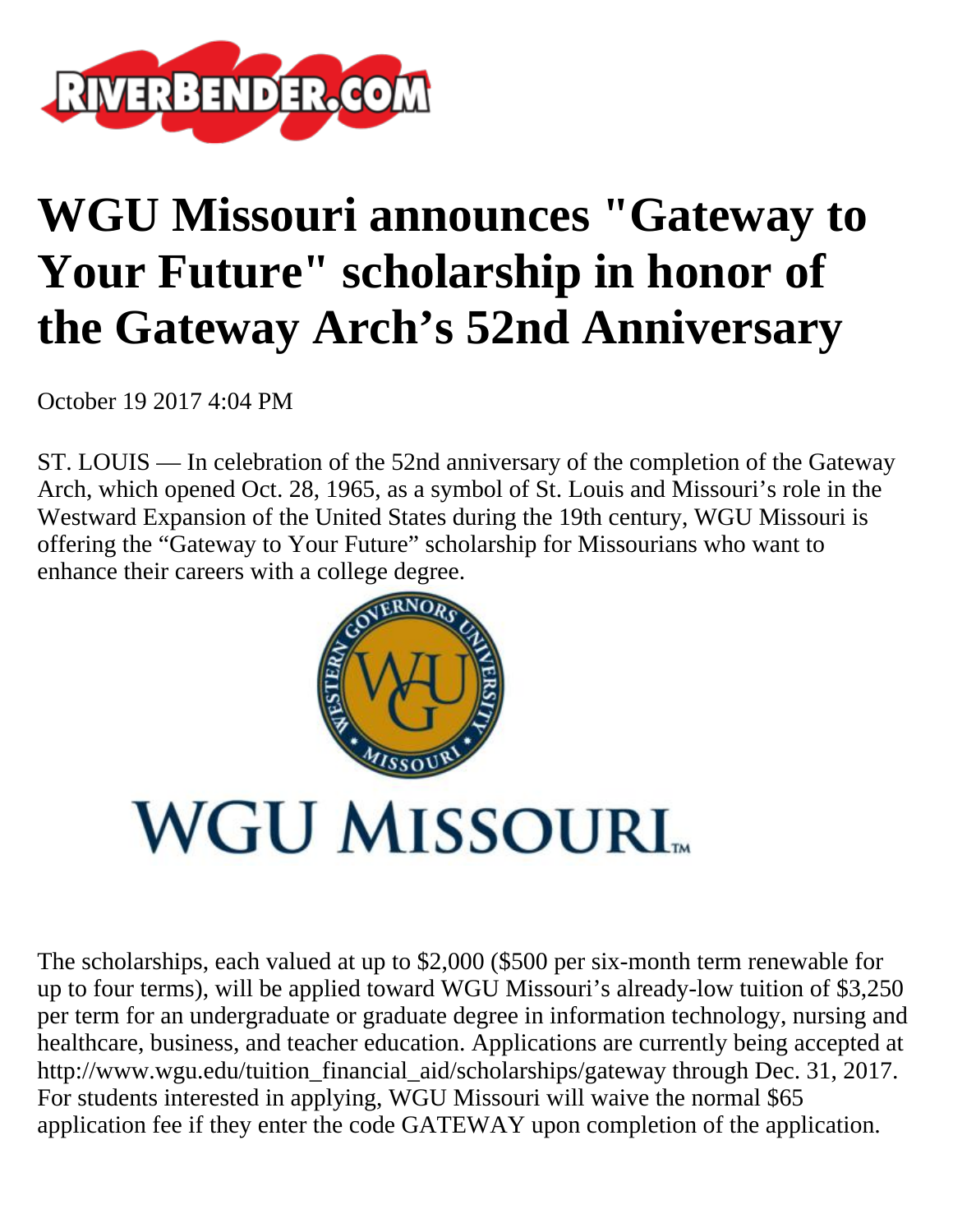# WGU Missouri announces "Gateway to Your Future" scholarship in honor of the Gateway Arch's 52nd Anniversary

October 19 2017 4:04 PM

ST. LOUIS — In celebration of the 52nd anniversary of the completion of the Gateway Arch, which opened Oct. 28, 1965, as a symbol of St. Louis and Missouri's role in the Westward Expansion of the United States during the 19th century, WGU Missouri is offering the "Gateway to Your Future" scholarship for Missourians who want to enhance their careers with a college degree.

The scholarships, each valued at up to $2,000 ($500 per six-month term renewable for up to four terms), will be applied toward WGU Missouri's already-low tuition of $3,250 per term for an undergraduate or graduate degree in information technology, nursing and healthcare, business, and teacher education. Applications are currently being accepted at http://www.wgu.edu/tuition_financial_aid/scholarships/gateway through Dec. 31, 2017. For students interested in applying, WGU Missouri will waive the normal $65 application fee if they enter the code GATEWAY upon completion of the application.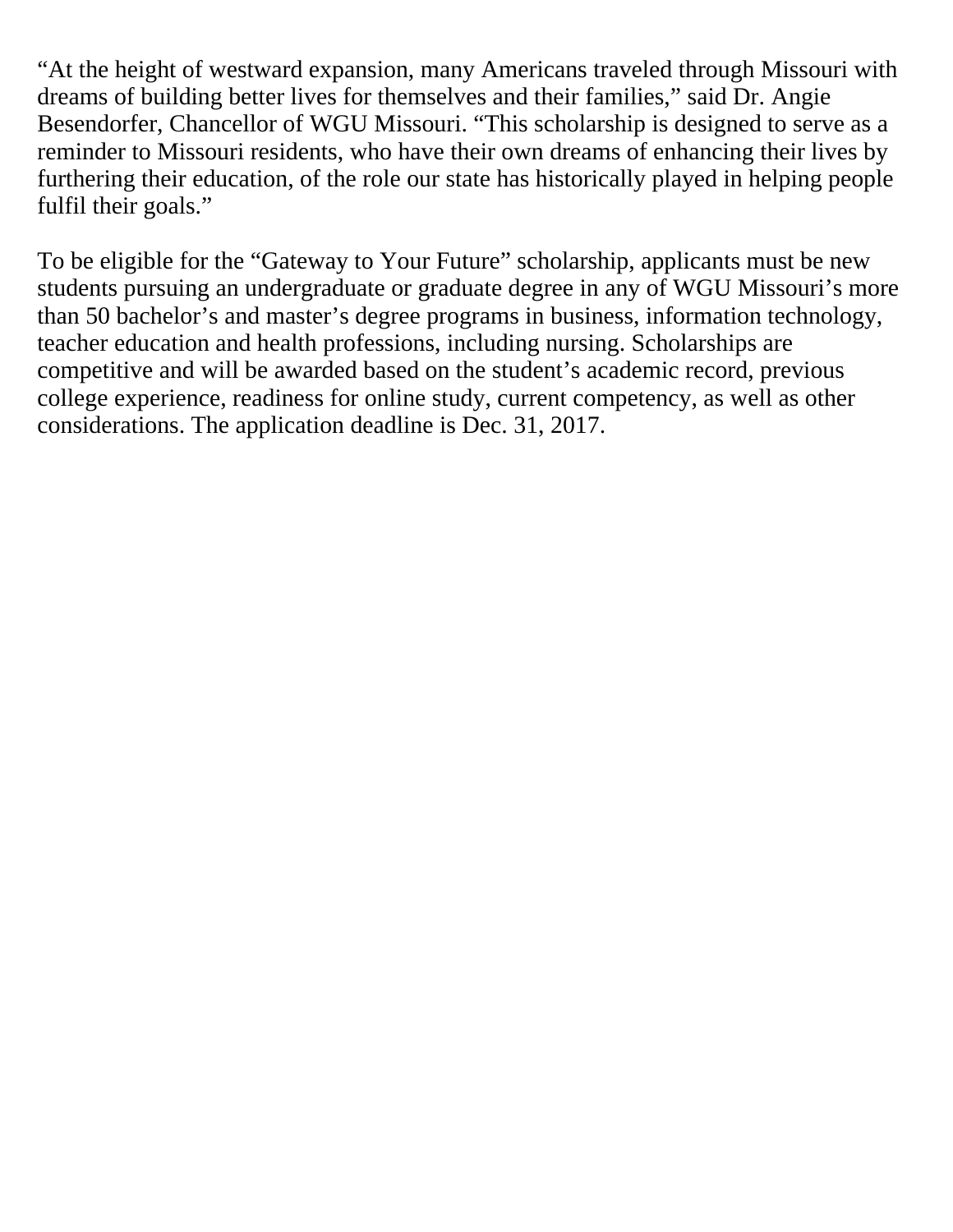"At the height of westward expansion, many Americans traveled through Missouri with dreams of building better lives for themselves and their families," said Dr. Angie Besendorfer, Chancellor of WGU Missouri. "This scholarship is designed to serve as a reminder to Missouri residents, who have their own dreams of enhancing their lives by furthering their education, of the role our state has historically played in helping people fulfil their goals."

To be eligible for the "Gateway to Your Future" scholarship, applicants must be new students pursuing an undergraduate or graduate degree in any of WGU Missouri's more than 50 bachelor's and master's degree programs in business, information technology, teacher education and health professions, including nursing. Scholarships are competitive and will be awarded based on the student's academic record, previous college experience, readiness for online study, current competency, as well as other considerations. The application deadline is Dec. 31, 2017.